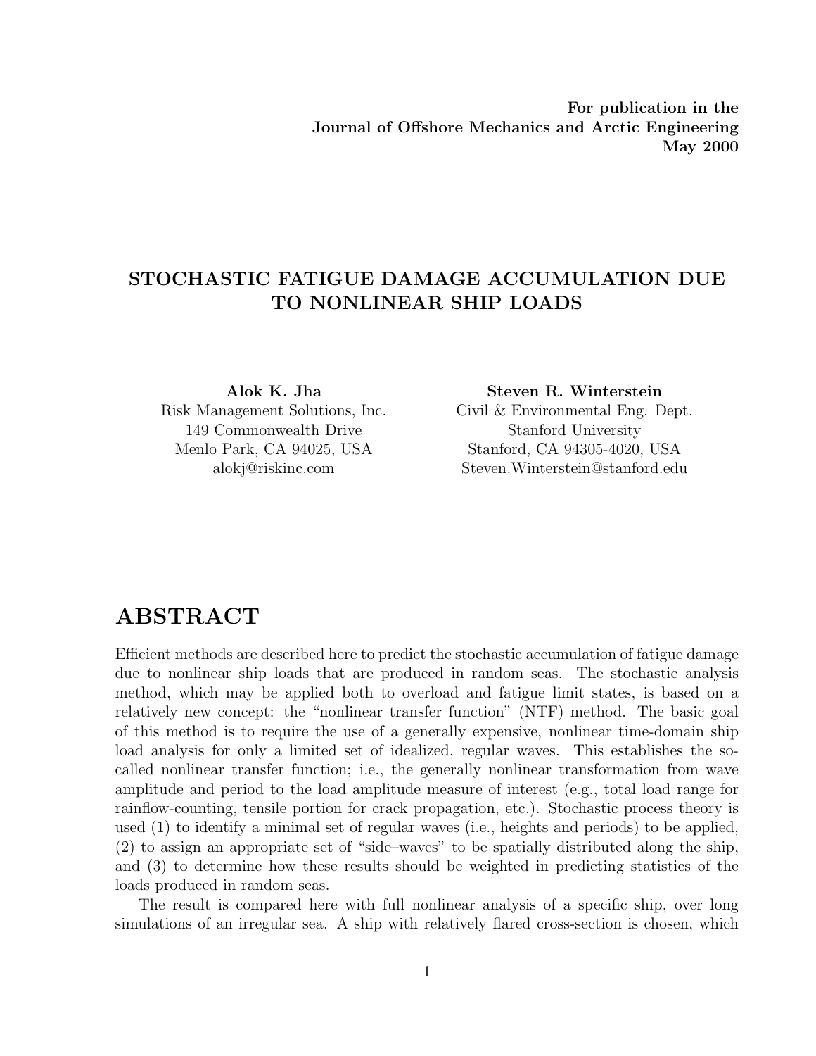**For publication in the**
**Journal of Offshore Mechanics and Arctic Engineering**
**May 2000**

# STOCHASTIC FATIGUE DAMAGE ACCUMULATION DUE TO NONLINEAR SHIP LOADS

**Alok K. Jha**
Risk Management Solutions, Inc.
149 Commonwealth Drive
Menlo Park, CA 94025, USA
alokj@riskinc.com

**Steven R. Winterstein**
Civil & Environmental Eng. Dept.
Stanford University
Stanford, CA 94305-4020, USA
Steven.Winterstein@stanford.edu

# ABSTRACT

Efficient methods are described here to predict the stochastic accumulation of fatigue damage due to nonlinear ship loads that are produced in random seas. The stochastic analysis method, which may be applied both to overload and fatigue limit states, is based on a relatively new concept: the "nonlinear transfer function" (NTF) method. The basic goal of this method is to require the use of a generally expensive, nonlinear time-domain ship load analysis for only a limited set of idealized, regular waves. This establishes the so-called nonlinear transfer function; i.e., the generally nonlinear transformation from wave amplitude and period to the load amplitude measure of interest (e.g., total load range for rainflow-counting, tensile portion for crack propagation, etc.). Stochastic process theory is used (1) to identify a minimal set of regular waves (i.e., heights and periods) to be applied, (2) to assign an appropriate set of "side–waves" to be spatially distributed along the ship, and (3) to determine how these results should be weighted in predicting statistics of the loads produced in random seas.

The result is compared here with full nonlinear analysis of a specific ship, over long simulations of an irregular sea. A ship with relatively flared cross-section is chosen, which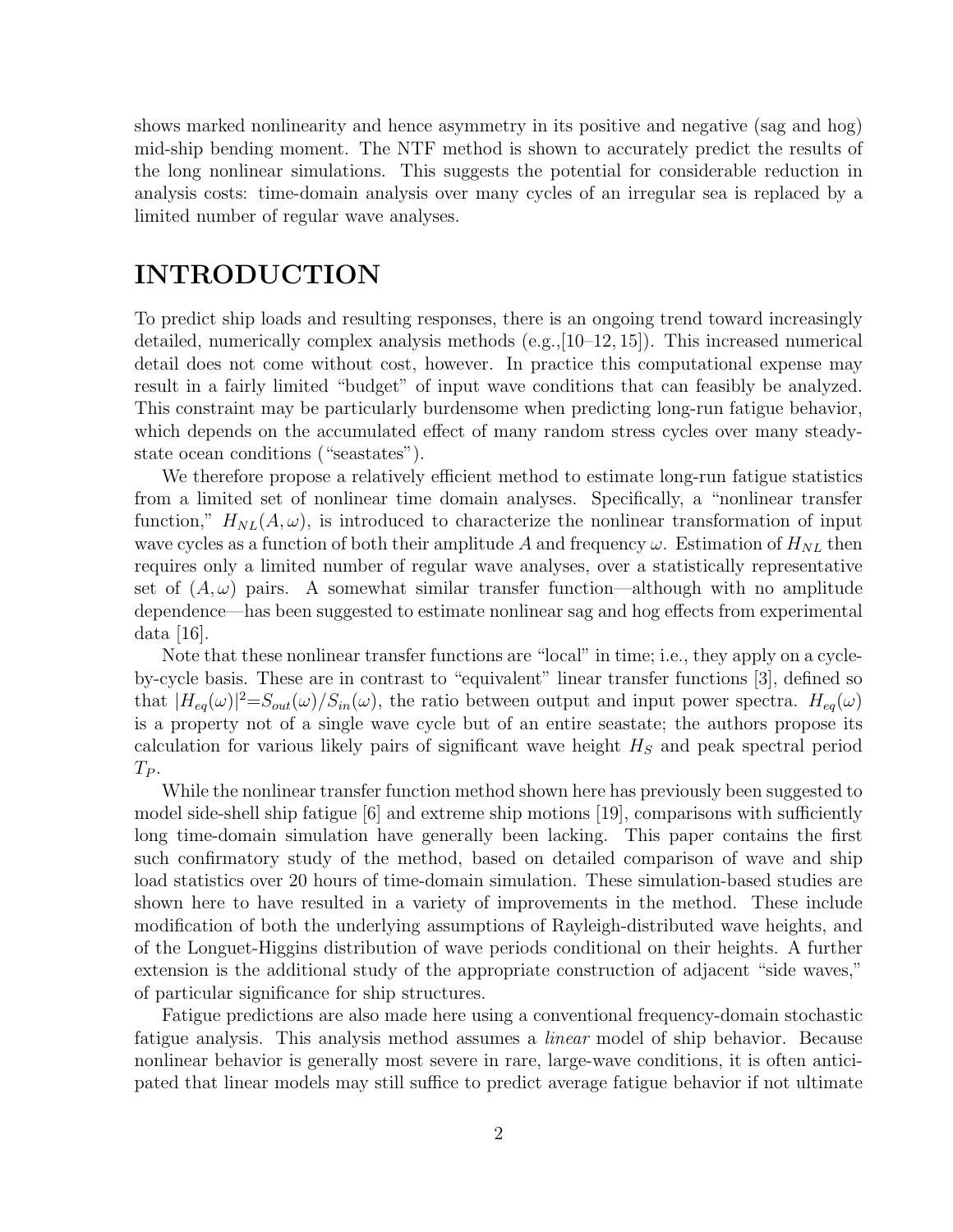shows marked nonlinearity and hence asymmetry in its positive and negative (sag and hog) mid-ship bending moment. The NTF method is shown to accurately predict the results of the long nonlinear simulations. This suggests the potential for considerable reduction in analysis costs: time-domain analysis over many cycles of an irregular sea is replaced by a limited number of regular wave analyses.

# INTRODUCTION

To predict ship loads and resulting responses, there is an ongoing trend toward increasingly detailed, numerically complex analysis methods (e.g.,[10–12, 15]). This increased numerical detail does not come without cost, however. In practice this computational expense may result in a fairly limited "budget" of input wave conditions that can feasibly be analyzed. This constraint may be particularly burdensome when predicting long-run fatigue behavior, which depends on the accumulated effect of many random stress cycles over many steady-state ocean conditions ("seastates").

We therefore propose a relatively efficient method to estimate long-run fatigue statistics from a limited set of nonlinear time domain analyses. Specifically, a "nonlinear transfer function," $H_{NL}(A, \omega)$, is introduced to characterize the nonlinear transformation of input wave cycles as a function of both their amplitude $A$ and frequency $\omega$. Estimation of $H_{NL}$ then requires only a limited number of regular wave analyses, over a statistically representative set of $(A, \omega)$ pairs. A somewhat similar transfer function—although with no amplitude dependence—has been suggested to estimate nonlinear sag and hog effects from experimental data [16].

Note that these nonlinear transfer functions are "local" in time; i.e., they apply on a cycle-by-cycle basis. These are in contrast to "equivalent" linear transfer functions [3], defined so that $|H_{eq}(\omega)|^2 = S_{out}(\omega)/S_{in}(\omega)$, the ratio between output and input power spectra. $H_{eq}(\omega)$ is a property not of a single wave cycle but of an entire seastate; the authors propose its calculation for various likely pairs of significant wave height $H_S$ and peak spectral period $T_P$.

While the nonlinear transfer function method shown here has previously been suggested to model side-shell ship fatigue [6] and extreme ship motions [19], comparisons with sufficiently long time-domain simulation have generally been lacking. This paper contains the first such confirmatory study of the method, based on detailed comparison of wave and ship load statistics over 20 hours of time-domain simulation. These simulation-based studies are shown here to have resulted in a variety of improvements in the method. These include modification of both the underlying assumptions of Rayleigh-distributed wave heights, and of the Longuet-Higgins distribution of wave periods conditional on their heights. A further extension is the additional study of the appropriate construction of adjacent "side waves," of particular significance for ship structures.

Fatigue predictions are also made here using a conventional frequency-domain stochastic fatigue analysis. This analysis method assumes a *linear* model of ship behavior. Because nonlinear behavior is generally most severe in rare, large-wave conditions, it is often anticipated that linear models may still suffice to predict average fatigue behavior if not ultimate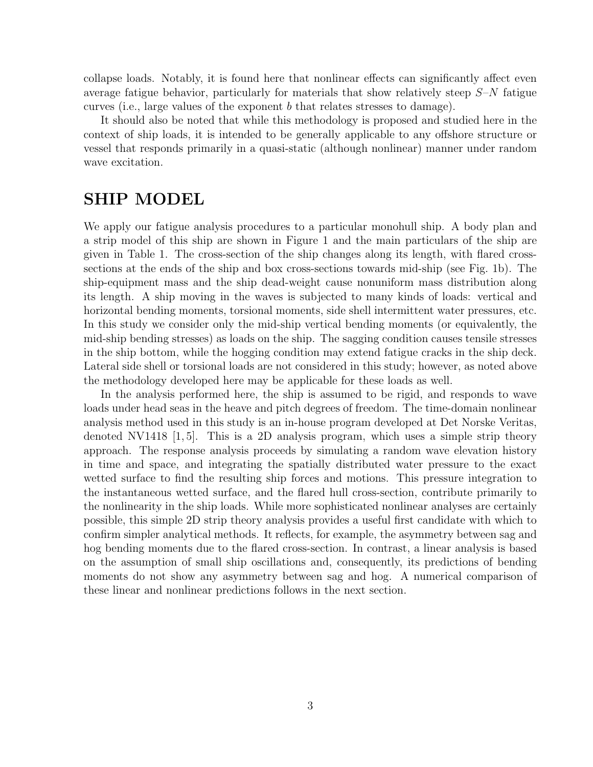collapse loads. Notably, it is found here that nonlinear effects can significantly affect even average fatigue behavior, particularly for materials that show relatively steep $S$–$N$ fatigue curves (i.e., large values of the exponent $b$ that relates stresses to damage).

It should also be noted that while this methodology is proposed and studied here in the context of ship loads, it is intended to be generally applicable to any offshore structure or vessel that responds primarily in a quasi-static (although nonlinear) manner under random wave excitation.

# SHIP MODEL

We apply our fatigue analysis procedures to a particular monohull ship. A body plan and a strip model of this ship are shown in Figure 1 and the main particulars of the ship are given in Table 1. The cross-section of the ship changes along its length, with flared cross-sections at the ends of the ship and box cross-sections towards mid-ship (see Fig. 1b). The ship-equipment mass and the ship dead-weight cause nonuniform mass distribution along its length. A ship moving in the waves is subjected to many kinds of loads: vertical and horizontal bending moments, torsional moments, side shell intermittent water pressures, etc. In this study we consider only the mid-ship vertical bending moments (or equivalently, the mid-ship bending stresses) as loads on the ship. The sagging condition causes tensile stresses in the ship bottom, while the hogging condition may extend fatigue cracks in the ship deck. Lateral side shell or torsional loads are not considered in this study; however, as noted above the methodology developed here may be applicable for these loads as well.

In the analysis performed here, the ship is assumed to be rigid, and responds to wave loads under head seas in the heave and pitch degrees of freedom. The time-domain nonlinear analysis method used in this study is an in-house program developed at Det Norske Veritas, denoted NV1418 [1, 5]. This is a 2D analysis program, which uses a simple strip theory approach. The response analysis proceeds by simulating a random wave elevation history in time and space, and integrating the spatially distributed water pressure to the exact wetted surface to find the resulting ship forces and motions. This pressure integration to the instantaneous wetted surface, and the flared hull cross-section, contribute primarily to the nonlinearity in the ship loads. While more sophisticated nonlinear analyses are certainly possible, this simple 2D strip theory analysis provides a useful first candidate with which to confirm simpler analytical methods. It reflects, for example, the asymmetry between sag and hog bending moments due to the flared cross-section. In contrast, a linear analysis is based on the assumption of small ship oscillations and, consequently, its predictions of bending moments do not show any asymmetry between sag and hog. A numerical comparison of these linear and nonlinear predictions follows in the next section.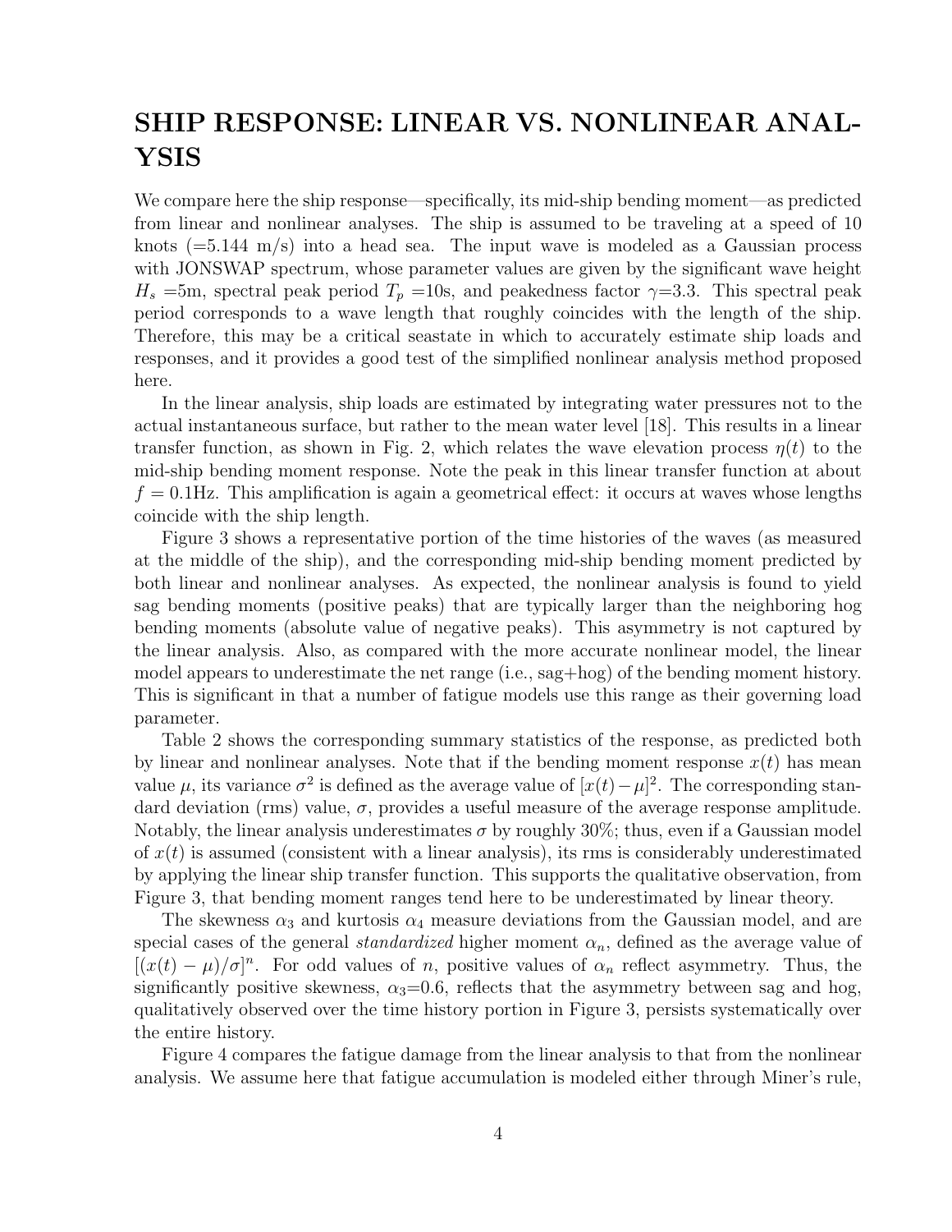# SHIP RESPONSE: LINEAR VS. NONLINEAR ANALYSIS

We compare here the ship response—specifically, its mid-ship bending moment—as predicted from linear and nonlinear analyses. The ship is assumed to be traveling at a speed of 10 knots (=5.144 m/s) into a head sea. The input wave is modeled as a Gaussian process with JONSWAP spectrum, whose parameter values are given by the significant wave height $H_s$ =5m, spectral peak period $T_p$ =10s, and peakedness factor $\gamma$=3.3. This spectral peak period corresponds to a wave length that roughly coincides with the length of the ship. Therefore, this may be a critical seastate in which to accurately estimate ship loads and responses, and it provides a good test of the simplified nonlinear analysis method proposed here.

In the linear analysis, ship loads are estimated by integrating water pressures not to the actual instantaneous surface, but rather to the mean water level [18]. This results in a linear transfer function, as shown in Fig. 2, which relates the wave elevation process $\eta(t)$ to the mid-ship bending moment response. Note the peak in this linear transfer function at about $f = 0.1$Hz. This amplification is again a geometrical effect: it occurs at waves whose lengths coincide with the ship length.

Figure 3 shows a representative portion of the time histories of the waves (as measured at the middle of the ship), and the corresponding mid-ship bending moment predicted by both linear and nonlinear analyses. As expected, the nonlinear analysis is found to yield sag bending moments (positive peaks) that are typically larger than the neighboring hog bending moments (absolute value of negative peaks). This asymmetry is not captured by the linear analysis. Also, as compared with the more accurate nonlinear model, the linear model appears to underestimate the net range (i.e., sag+hog) of the bending moment history. This is significant in that a number of fatigue models use this range as their governing load parameter.

Table 2 shows the corresponding summary statistics of the response, as predicted both by linear and nonlinear analyses. Note that if the bending moment response $x(t)$ has mean value $\mu$, its variance $\sigma^2$ is defined as the average value of $[x(t)-\mu]^2$. The corresponding standard deviation (rms) value, $\sigma$, provides a useful measure of the average response amplitude. Notably, the linear analysis underestimates $\sigma$ by roughly 30%; thus, even if a Gaussian model of $x(t)$ is assumed (consistent with a linear analysis), its rms is considerably underestimated by applying the linear ship transfer function. This supports the qualitative observation, from Figure 3, that bending moment ranges tend here to be underestimated by linear theory.

The skewness $\alpha_3$ and kurtosis $\alpha_4$ measure deviations from the Gaussian model, and are special cases of the general *standardized* higher moment $\alpha_n$, defined as the average value of $[(x(t) - \mu)/\sigma]^n$. For odd values of $n$, positive values of $\alpha_n$ reflect asymmetry. Thus, the significantly positive skewness, $\alpha_3$=0.6, reflects that the asymmetry between sag and hog, qualitatively observed over the time history portion in Figure 3, persists systematically over the entire history.

Figure 4 compares the fatigue damage from the linear analysis to that from the nonlinear analysis. We assume here that fatigue accumulation is modeled either through Miner's rule,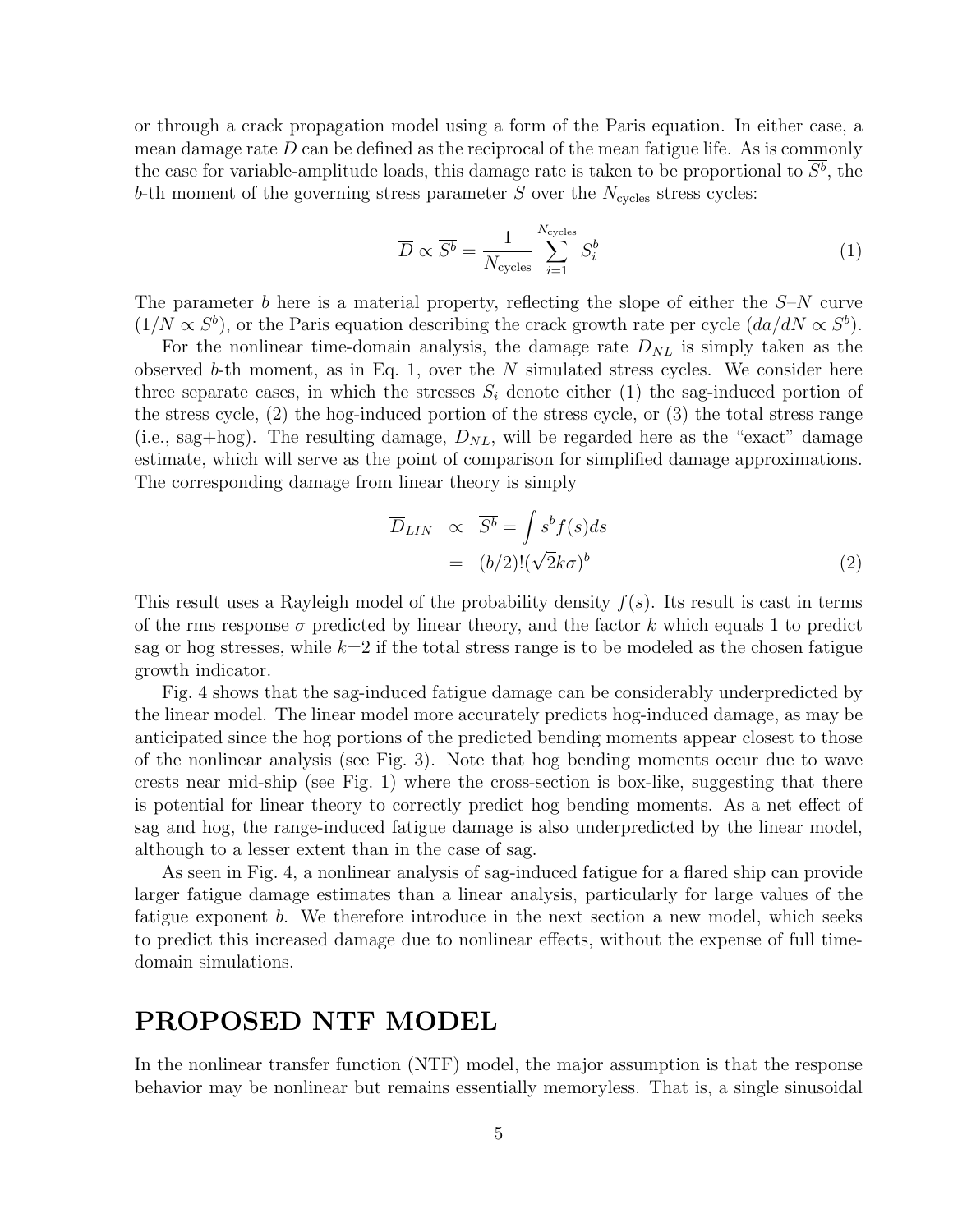or through a crack propagation model using a form of the Paris equation. In either case, a mean damage rate $\overline{D}$ can be defined as the reciprocal of the mean fatigue life. As is commonly the case for variable-amplitude loads, this damage rate is taken to be proportional to $\overline{S^b}$, the $b$-th moment of the governing stress parameter $S$ over the $N_{\text{cycles}}$ stress cycles:

$$\overline{D} \propto \overline{S^b} = \frac{1}{N_{\text{cycles}}} \sum_{i=1}^{N_{\text{cycles}}} S_i^b \tag{1}$$

The parameter $b$ here is a material property, reflecting the slope of either the $S$–$N$ curve ($1/N \propto S^b$), or the Paris equation describing the crack growth rate per cycle ($da/dN \propto S^b$).

For the nonlinear time-domain analysis, the damage rate $\overline{D}_{NL}$ is simply taken as the observed $b$-th moment, as in Eq. 1, over the $N$ simulated stress cycles. We consider here three separate cases, in which the stresses $S_i$ denote either (1) the sag-induced portion of the stress cycle, (2) the hog-induced portion of the stress cycle, or (3) the total stress range (i.e., sag+hog). The resulting damage, $D_{NL}$, will be regarded here as the "exact" damage estimate, which will serve as the point of comparison for simplified damage approximations. The corresponding damage from linear theory is simply

$$\begin{aligned} \overline{D}_{LIN} &\propto \overline{S^b} = \int s^b f(s) ds \\ &= (b/2)! (\sqrt{2} k \sigma)^b \end{aligned} \tag{2}$$

This result uses a Rayleigh model of the probability density $f(s)$. Its result is cast in terms of the rms response $\sigma$ predicted by linear theory, and the factor $k$ which equals 1 to predict sag or hog stresses, while $k$=2 if the total stress range is to be modeled as the chosen fatigue growth indicator.

Fig. 4 shows that the sag-induced fatigue damage can be considerably underpredicted by the linear model. The linear model more accurately predicts hog-induced damage, as may be anticipated since the hog portions of the predicted bending moments appear closest to those of the nonlinear analysis (see Fig. 3). Note that hog bending moments occur due to wave crests near mid-ship (see Fig. 1) where the cross-section is box-like, suggesting that there is potential for linear theory to correctly predict hog bending moments. As a net effect of sag and hog, the range-induced fatigue damage is also underpredicted by the linear model, although to a lesser extent than in the case of sag.

As seen in Fig. 4, a nonlinear analysis of sag-induced fatigue for a flared ship can provide larger fatigue damage estimates than a linear analysis, particularly for large values of the fatigue exponent $b$. We therefore introduce in the next section a new model, which seeks to predict this increased damage due to nonlinear effects, without the expense of full time-domain simulations.

## PROPOSED NTF MODEL

In the nonlinear transfer function (NTF) model, the major assumption is that the response behavior may be nonlinear but remains essentially memoryless. That is, a single sinusoidal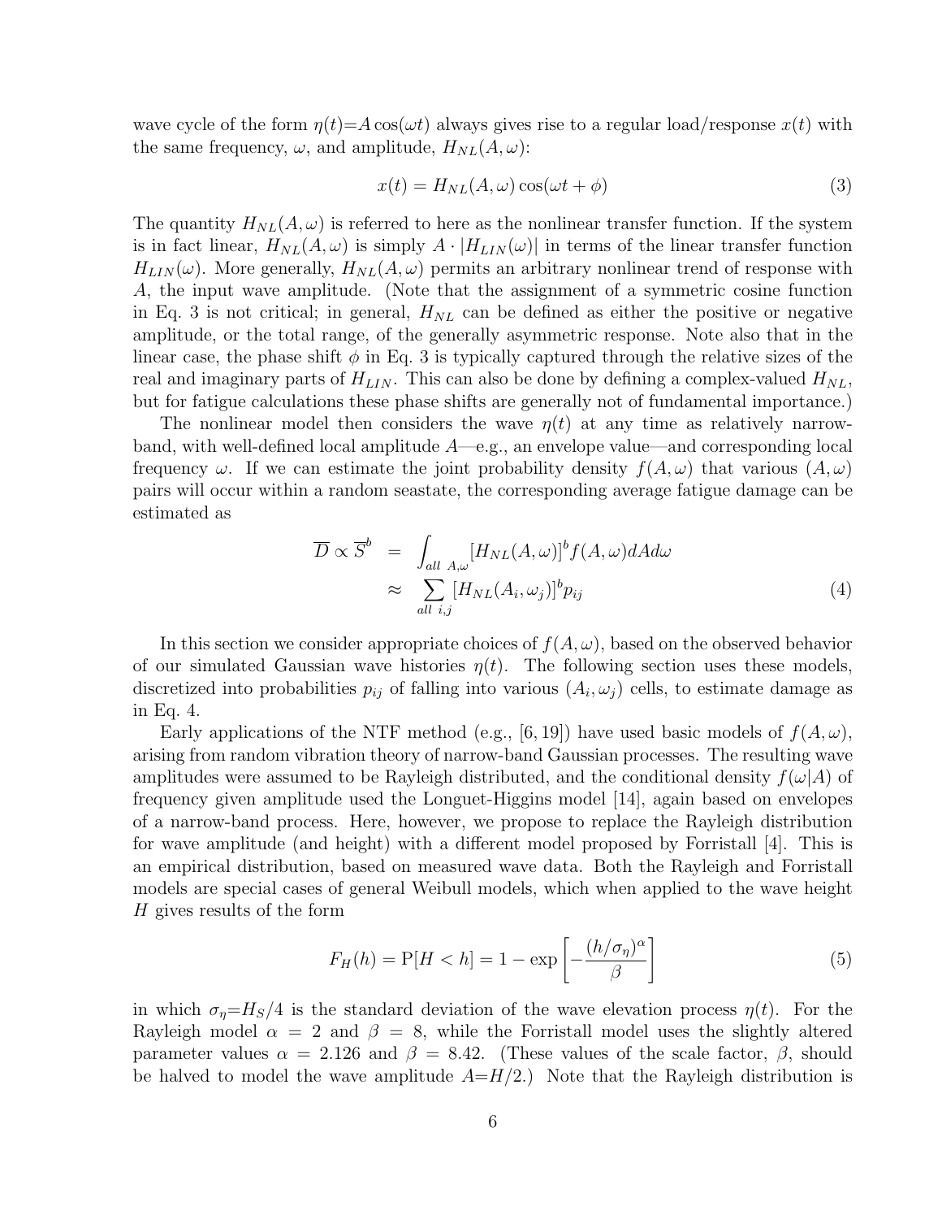wave cycle of the form $\eta(t){=}A\cos(\omega t)$ always gives rise to a regular load/response $x(t)$ with the same frequency, $\omega$, and amplitude, $H_{NL}(A,\omega)$:

$$x(t) = H_{NL}(A,\omega)\cos(\omega t + \phi) \tag{3}$$

The quantity $H_{NL}(A,\omega)$ is referred to here as the nonlinear transfer function. If the system is in fact linear, $H_{NL}(A,\omega)$ is simply $A \cdot |H_{LIN}(\omega)|$ in terms of the linear transfer function $H_{LIN}(\omega)$. More generally, $H_{NL}(A,\omega)$ permits an arbitrary nonlinear trend of response with $A$, the input wave amplitude. (Note that the assignment of a symmetric cosine function in Eq. 3 is not critical; in general, $H_{NL}$ can be defined as either the positive or negative amplitude, or the total range, of the generally asymmetric response. Note also that in the linear case, the phase shift $\phi$ in Eq. 3 is typically captured through the relative sizes of the real and imaginary parts of $H_{LIN}$. This can also be done by defining a complex-valued $H_{NL}$, but for fatigue calculations these phase shifts are generally not of fundamental importance.)

The nonlinear model then considers the wave $\eta(t)$ at any time as relatively narrow-band, with well-defined local amplitude $A$—e.g., an envelope value—and corresponding local frequency $\omega$. If we can estimate the joint probability density $f(A,\omega)$ that various $(A,\omega)$ pairs will occur within a random seastate, the corresponding average fatigue damage can be estimated as

$$\begin{aligned}
\overline{D} \propto \overline{S}^b &= \int_{all\ \ A,\omega} [H_{NL}(A,\omega)]^b f(A,\omega) dA d\omega \\
&\approx \sum_{all\ \ i,j} [H_{NL}(A_i,\omega_j)]^b p_{ij}
\end{aligned} \tag{4}$$

In this section we consider appropriate choices of $f(A,\omega)$, based on the observed behavior of our simulated Gaussian wave histories $\eta(t)$. The following section uses these models, discretized into probabilities $p_{ij}$ of falling into various $(A_i,\omega_j)$ cells, to estimate damage as in Eq. 4.

Early applications of the NTF method (e.g., [6, 19]) have used basic models of $f(A,\omega)$, arising from random vibration theory of narrow-band Gaussian processes. The resulting wave amplitudes were assumed to be Rayleigh distributed, and the conditional density $f(\omega|A)$ of frequency given amplitude used the Longuet-Higgins model [14], again based on envelopes of a narrow-band process. Here, however, we propose to replace the Rayleigh distribution for wave amplitude (and height) with a different model proposed by Forristall [4]. This is an empirical distribution, based on measured wave data. Both the Rayleigh and Forristall models are special cases of general Weibull models, which when applied to the wave height $H$ gives results of the form

$$F_H(h) = \mathrm{P}[H < h] = 1 - \exp\left[-\frac{(h/\sigma_\eta)^\alpha}{\beta}\right] \tag{5}$$

in which $\sigma_\eta{=}H_S/4$ is the standard deviation of the wave elevation process $\eta(t)$. For the Rayleigh model $\alpha = 2$ and $\beta = 8$, while the Forristall model uses the slightly altered parameter values $\alpha = 2.126$ and $\beta = 8.42$. (These values of the scale factor, $\beta$, should be halved to model the wave amplitude $A{=}H/2$.) Note that the Rayleigh distribution is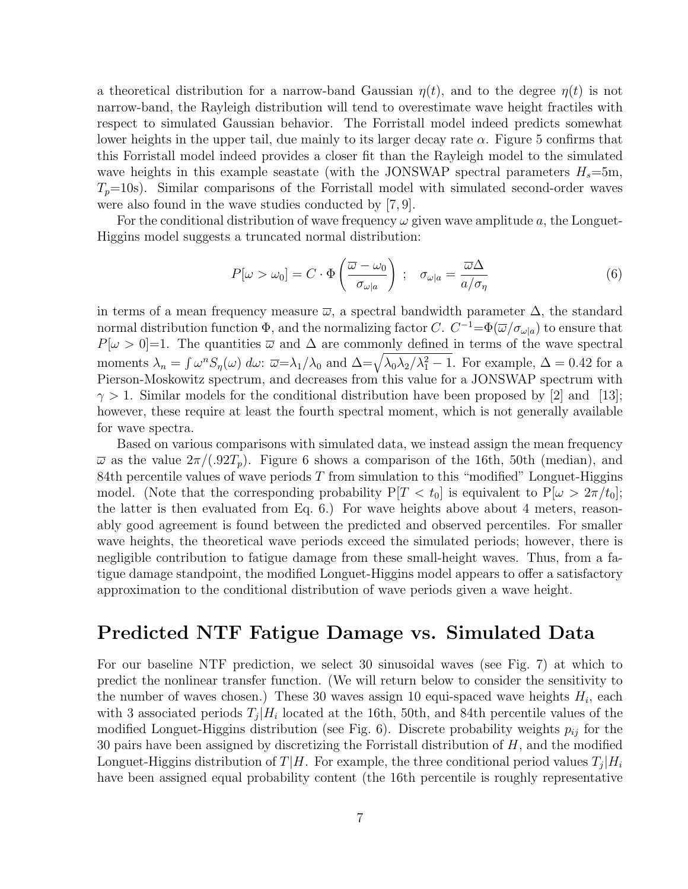a theoretical distribution for a narrow-band Gaussian $\eta(t)$, and to the degree $\eta(t)$ is not narrow-band, the Rayleigh distribution will tend to overestimate wave height fractiles with respect to simulated Gaussian behavior. The Forristall model indeed predicts somewhat lower heights in the upper tail, due mainly to its larger decay rate $\alpha$. Figure 5 confirms that this Forristall model indeed provides a closer fit than the Rayleigh model to the simulated wave heights in this example seastate (with the JONSWAP spectral parameters $H_s$=5m, $T_p$=10s). Similar comparisons of the Forristall model with simulated second-order waves were also found in the wave studies conducted by [7, 9].

For the conditional distribution of wave frequency $\omega$ given wave amplitude $a$, the Longuet-Higgins model suggests a truncated normal distribution:

$$P[\omega > \omega_0] = C \cdot \Phi\left(\frac{\overline{\omega} - \omega_0}{\sigma_{\omega|a}}\right) \;\; ; \quad \sigma_{\omega|a} = \frac{\overline{\omega}\Delta}{a/\sigma_\eta} \tag{6}$$

in terms of a mean frequency measure $\overline{\omega}$, a spectral bandwidth parameter $\Delta$, the standard normal distribution function $\Phi$, and the normalizing factor $C$. $C^{-1}$=$\Phi(\overline{\omega}/\sigma_{\omega|a})$ to ensure that $P[\omega > 0]$=1. The quantities $\overline{\omega}$ and $\Delta$ are commonly defined in terms of the wave spectral moments $\lambda_n = \int \omega^n S_\eta(\omega)\, d\omega$: $\overline{\omega}$=$\lambda_1/\lambda_0$ and $\Delta$=$\sqrt{\lambda_0\lambda_2/\lambda_1^2 - 1}$. For example, $\Delta = 0.42$ for a Pierson-Moskowitz spectrum, and decreases from this value for a JONSWAP spectrum with $\gamma > 1$. Similar models for the conditional distribution have been proposed by [2] and [13]; however, these require at least the fourth spectral moment, which is not generally available for wave spectra.

Based on various comparisons with simulated data, we instead assign the mean frequency $\overline{\omega}$ as the value $2\pi/(.92T_p)$. Figure 6 shows a comparison of the 16th, 50th (median), and 84th percentile values of wave periods $T$ from simulation to this "modified" Longuet-Higgins model. (Note that the corresponding probability P[$T < t_0$] is equivalent to P[$\omega > 2\pi/t_0$]; the latter is then evaluated from Eq. 6.) For wave heights above about 4 meters, reasonably good agreement is found between the predicted and observed percentiles. For smaller wave heights, the theoretical wave periods exceed the simulated periods; however, there is negligible contribution to fatigue damage from these small-height waves. Thus, from a fatigue damage standpoint, the modified Longuet-Higgins model appears to offer a satisfactory approximation to the conditional distribution of wave periods given a wave height.

# Predicted NTF Fatigue Damage vs. Simulated Data

For our baseline NTF prediction, we select 30 sinusoidal waves (see Fig. 7) at which to predict the nonlinear transfer function. (We will return below to consider the sensitivity to the number of waves chosen.) These 30 waves assign 10 equi-spaced wave heights $H_i$, each with 3 associated periods $T_j|H_i$ located at the 16th, 50th, and 84th percentile values of the modified Longuet-Higgins distribution (see Fig. 6). Discrete probability weights $p_{ij}$ for the 30 pairs have been assigned by discretizing the Forristall distribution of $H$, and the modified Longuet-Higgins distribution of $T|H$. For example, the three conditional period values $T_j|H_i$ have been assigned equal probability content (the 16th percentile is roughly representative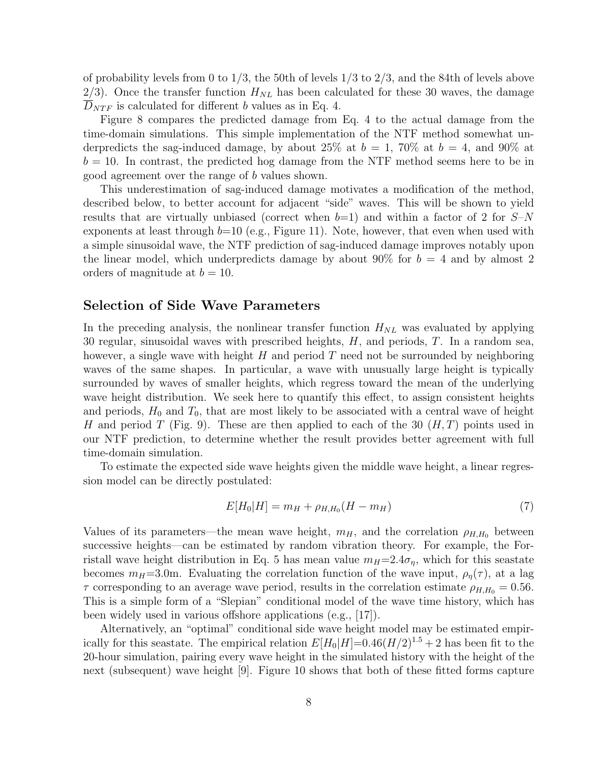of probability levels from 0 to 1/3, the 50th of levels 1/3 to 2/3, and the 84th of levels above 2/3). Once the transfer function $H_{NL}$ has been calculated for these 30 waves, the damage $\overline{D}_{NTF}$ is calculated for different $b$ values as in Eq. 4.

Figure 8 compares the predicted damage from Eq. 4 to the actual damage from the time-domain simulations. This simple implementation of the NTF method somewhat underpredicts the sag-induced damage, by about 25% at $b = 1$, 70% at $b = 4$, and 90% at $b = 10$. In contrast, the predicted hog damage from the NTF method seems here to be in good agreement over the range of $b$ values shown.

This underestimation of sag-induced damage motivates a modification of the method, described below, to better account for adjacent "side" waves. This will be shown to yield results that are virtually unbiased (correct when $b$=1) and within a factor of 2 for $S$–$N$ exponents at least through $b$=10 (e.g., Figure 11). Note, however, that even when used with a simple sinusoidal wave, the NTF prediction of sag-induced damage improves notably upon the linear model, which underpredicts damage by about 90% for $b = 4$ and by almost 2 orders of magnitude at $b = 10$.

## Selection of Side Wave Parameters

In the preceding analysis, the nonlinear transfer function $H_{NL}$ was evaluated by applying 30 regular, sinusoidal waves with prescribed heights, $H$, and periods, $T$. In a random sea, however, a single wave with height $H$ and period $T$ need not be surrounded by neighboring waves of the same shapes. In particular, a wave with unusually large height is typically surrounded by waves of smaller heights, which regress toward the mean of the underlying wave height distribution. We seek here to quantify this effect, to assign consistent heights and periods, $H_0$ and $T_0$, that are most likely to be associated with a central wave of height $H$ and period $T$ (Fig. 9). These are then applied to each of the 30 $(H, T)$ points used in our NTF prediction, to determine whether the result provides better agreement with full time-domain simulation.

To estimate the expected side wave heights given the middle wave height, a linear regression model can be directly postulated:

$$E[H_0|H] = m_H + \rho_{H,H_0}(H - m_H) \tag{7}$$

Values of its parameters—the mean wave height, $m_H$, and the correlation $\rho_{H,H_0}$ between successive heights—can be estimated by random vibration theory. For example, the Forristall wave height distribution in Eq. 5 has mean value $m_H$=$2.4\sigma_\eta$, which for this seastate becomes $m_H$=3.0m. Evaluating the correlation function of the wave input, $\rho_\eta(\tau)$, at a lag $\tau$ corresponding to an average wave period, results in the correlation estimate $\rho_{H,H_0} = 0.56$. This is a simple form of a "Slepian" conditional model of the wave time history, which has been widely used in various offshore applications (e.g., [17]).

Alternatively, an "optimal" conditional side wave height model may be estimated empirically for this seastate. The empirical relation $E[H_0|H]$=$0.46(H/2)^{1.5} + 2$ has been fit to the 20-hour simulation, pairing every wave height in the simulated history with the height of the next (subsequent) wave height [9]. Figure 10 shows that both of these fitted forms capture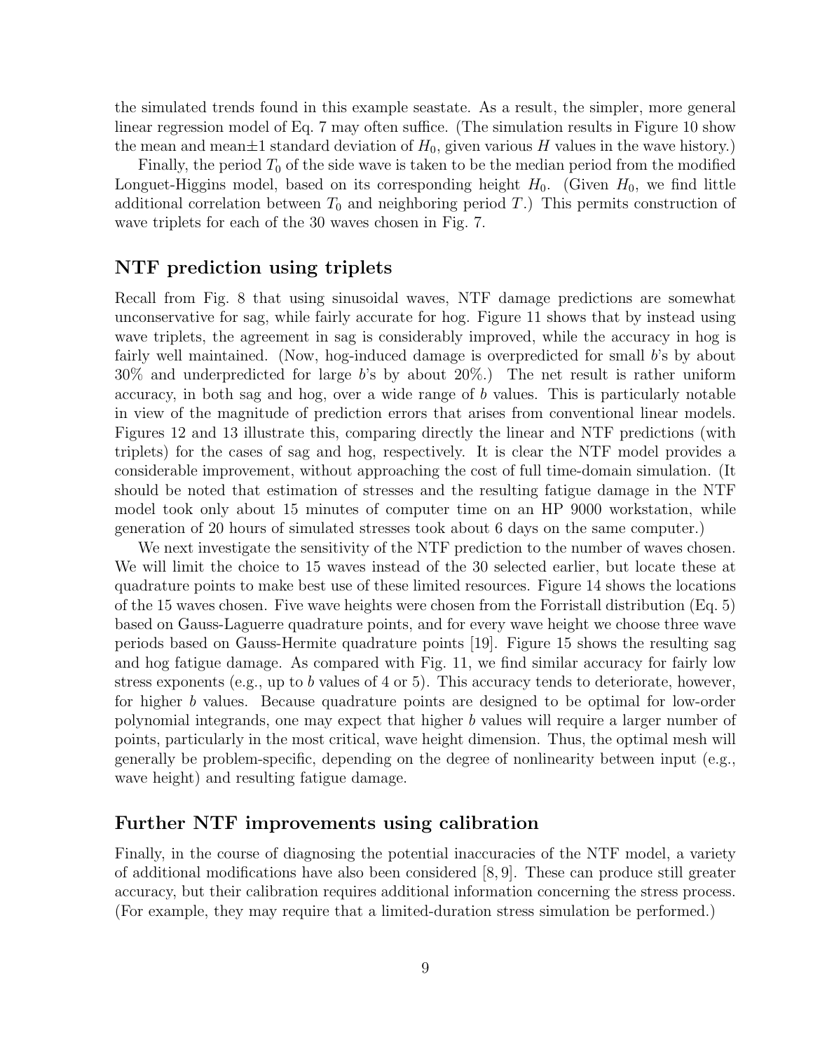the simulated trends found in this example seastate. As a result, the simpler, more general linear regression model of Eq. 7 may often suffice. (The simulation results in Figure 10 show the mean and mean$\pm$1 standard deviation of $H_0$, given various $H$ values in the wave history.)

Finally, the period $T_0$ of the side wave is taken to be the median period from the modified Longuet-Higgins model, based on its corresponding height $H_0$. (Given $H_0$, we find little additional correlation between $T_0$ and neighboring period $T$.) This permits construction of wave triplets for each of the 30 waves chosen in Fig. 7.

## NTF prediction using triplets

Recall from Fig. 8 that using sinusoidal waves, NTF damage predictions are somewhat unconservative for sag, while fairly accurate for hog. Figure 11 shows that by instead using wave triplets, the agreement in sag is considerably improved, while the accuracy in hog is fairly well maintained. (Now, hog-induced damage is overpredicted for small $b$'s by about 30% and underpredicted for large $b$'s by about 20%.) The net result is rather uniform accuracy, in both sag and hog, over a wide range of $b$ values. This is particularly notable in view of the magnitude of prediction errors that arises from conventional linear models. Figures 12 and 13 illustrate this, comparing directly the linear and NTF predictions (with triplets) for the cases of sag and hog, respectively. It is clear the NTF model provides a considerable improvement, without approaching the cost of full time-domain simulation. (It should be noted that estimation of stresses and the resulting fatigue damage in the NTF model took only about 15 minutes of computer time on an HP 9000 workstation, while generation of 20 hours of simulated stresses took about 6 days on the same computer.)

We next investigate the sensitivity of the NTF prediction to the number of waves chosen. We will limit the choice to 15 waves instead of the 30 selected earlier, but locate these at quadrature points to make best use of these limited resources. Figure 14 shows the locations of the 15 waves chosen. Five wave heights were chosen from the Forristall distribution (Eq. 5) based on Gauss-Laguerre quadrature points, and for every wave height we choose three wave periods based on Gauss-Hermite quadrature points [19]. Figure 15 shows the resulting sag and hog fatigue damage. As compared with Fig. 11, we find similar accuracy for fairly low stress exponents (e.g., up to $b$ values of 4 or 5). This accuracy tends to deteriorate, however, for higher $b$ values. Because quadrature points are designed to be optimal for low-order polynomial integrands, one may expect that higher $b$ values will require a larger number of points, particularly in the most critical, wave height dimension. Thus, the optimal mesh will generally be problem-specific, depending on the degree of nonlinearity between input (e.g., wave height) and resulting fatigue damage.

## Further NTF improvements using calibration

Finally, in the course of diagnosing the potential inaccuracies of the NTF model, a variety of additional modifications have also been considered [8, 9]. These can produce still greater accuracy, but their calibration requires additional information concerning the stress process. (For example, they may require that a limited-duration stress simulation be performed.)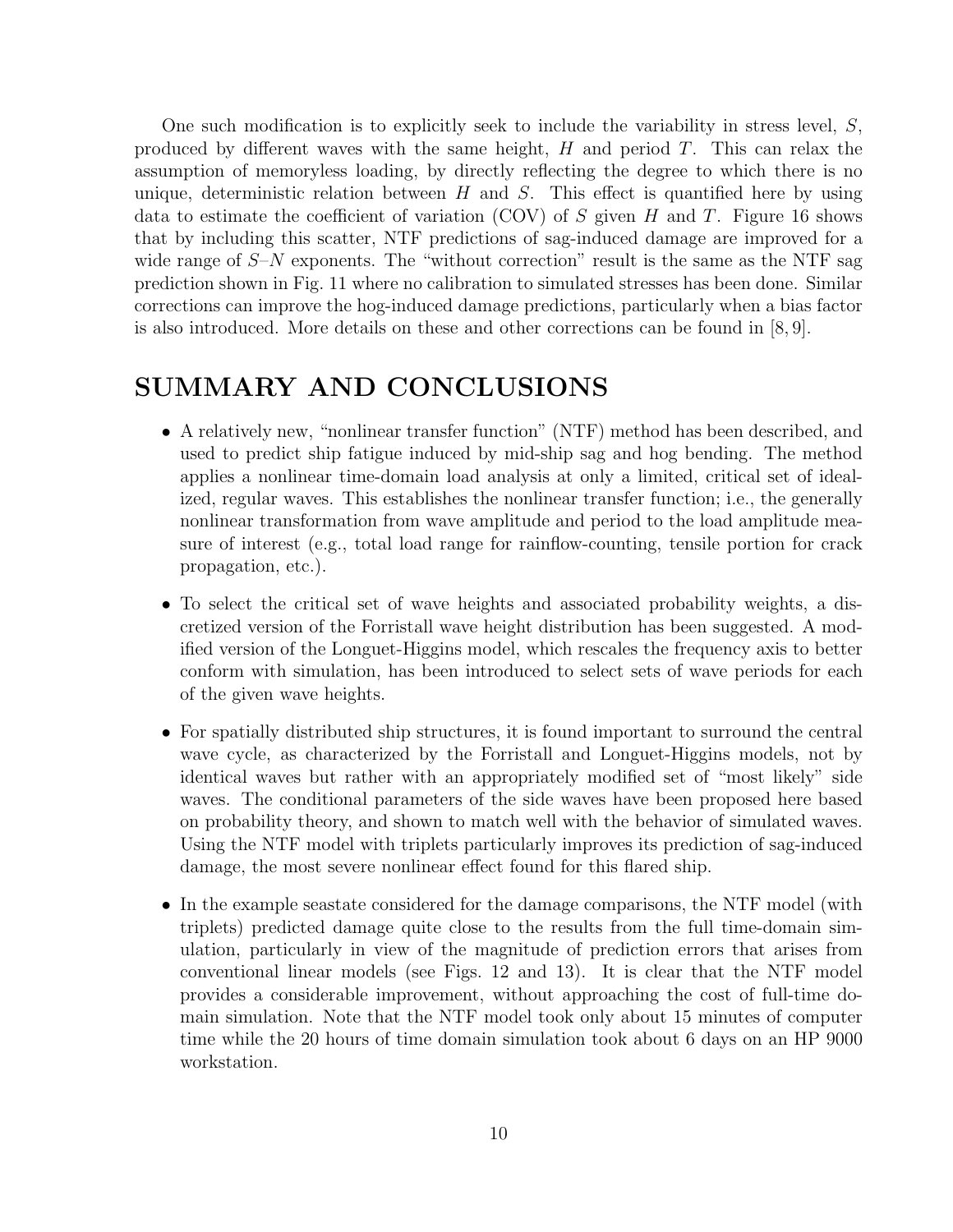One such modification is to explicitly seek to include the variability in stress level, $S$, produced by different waves with the same height, $H$ and period $T$. This can relax the assumption of memoryless loading, by directly reflecting the degree to which there is no unique, deterministic relation between $H$ and $S$. This effect is quantified here by using data to estimate the coefficient of variation (COV) of $S$ given $H$ and $T$. Figure 16 shows that by including this scatter, NTF predictions of sag-induced damage are improved for a wide range of $S$–$N$ exponents. The "without correction" result is the same as the NTF sag prediction shown in Fig. 11 where no calibration to simulated stresses has been done. Similar corrections can improve the hog-induced damage predictions, particularly when a bias factor is also introduced. More details on these and other corrections can be found in [8, 9].

# SUMMARY AND CONCLUSIONS

- A relatively new, "nonlinear transfer function" (NTF) method has been described, and used to predict ship fatigue induced by mid-ship sag and hog bending. The method applies a nonlinear time-domain load analysis at only a limited, critical set of idealized, regular waves. This establishes the nonlinear transfer function; i.e., the generally nonlinear transformation from wave amplitude and period to the load amplitude measure of interest (e.g., total load range for rainflow-counting, tensile portion for crack propagation, etc.).

- To select the critical set of wave heights and associated probability weights, a discretized version of the Forristall wave height distribution has been suggested. A modified version of the Longuet-Higgins model, which rescales the frequency axis to better conform with simulation, has been introduced to select sets of wave periods for each of the given wave heights.

- For spatially distributed ship structures, it is found important to surround the central wave cycle, as characterized by the Forristall and Longuet-Higgins models, not by identical waves but rather with an appropriately modified set of "most likely" side waves. The conditional parameters of the side waves have been proposed here based on probability theory, and shown to match well with the behavior of simulated waves. Using the NTF model with triplets particularly improves its prediction of sag-induced damage, the most severe nonlinear effect found for this flared ship.

- In the example seastate considered for the damage comparisons, the NTF model (with triplets) predicted damage quite close to the results from the full time-domain simulation, particularly in view of the magnitude of prediction errors that arises from conventional linear models (see Figs. 12 and 13). It is clear that the NTF model provides a considerable improvement, without approaching the cost of full-time domain simulation. Note that the NTF model took only about 15 minutes of computer time while the 20 hours of time domain simulation took about 6 days on an HP 9000 workstation.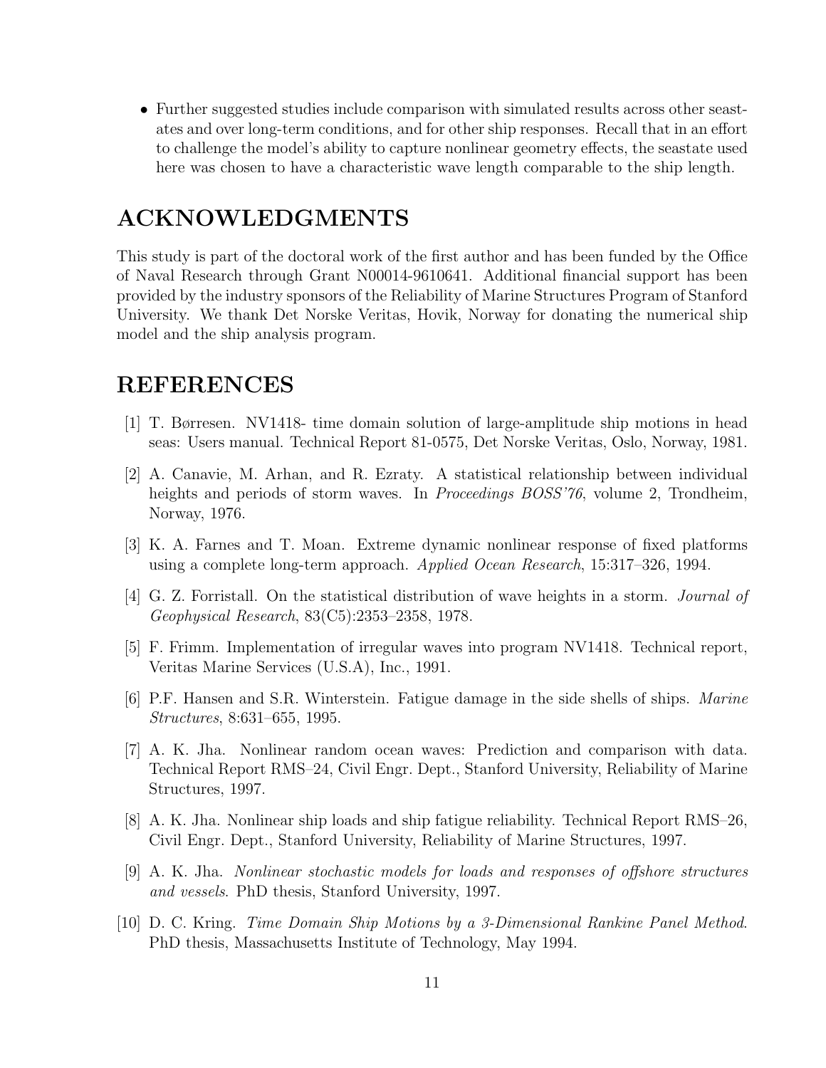- Further suggested studies include comparison with simulated results across other seastates and over long-term conditions, and for other ship responses. Recall that in an effort to challenge the model's ability to capture nonlinear geometry effects, the seastate used here was chosen to have a characteristic wave length comparable to the ship length.

# ACKNOWLEDGMENTS

This study is part of the doctoral work of the first author and has been funded by the Office of Naval Research through Grant N00014-9610641. Additional financial support has been provided by the industry sponsors of the Reliability of Marine Structures Program of Stanford University. We thank Det Norske Veritas, Hovik, Norway for donating the numerical ship model and the ship analysis program.

# REFERENCES

[1] T. Børresen. NV1418- time domain solution of large-amplitude ship motions in head seas: Users manual. Technical Report 81-0575, Det Norske Veritas, Oslo, Norway, 1981.

[2] A. Canavie, M. Arhan, and R. Ezraty. A statistical relationship between individual heights and periods of storm waves. In *Proceedings BOSS'76*, volume 2, Trondheim, Norway, 1976.

[3] K. A. Farnes and T. Moan. Extreme dynamic nonlinear response of fixed platforms using a complete long-term approach. *Applied Ocean Research*, 15:317–326, 1994.

[4] G. Z. Forristall. On the statistical distribution of wave heights in a storm. *Journal of Geophysical Research*, 83(C5):2353–2358, 1978.

[5] F. Frimm. Implementation of irregular waves into program NV1418. Technical report, Veritas Marine Services (U.S.A), Inc., 1991.

[6] P.F. Hansen and S.R. Winterstein. Fatigue damage in the side shells of ships. *Marine Structures*, 8:631–655, 1995.

[7] A. K. Jha. Nonlinear random ocean waves: Prediction and comparison with data. Technical Report RMS–24, Civil Engr. Dept., Stanford University, Reliability of Marine Structures, 1997.

[8] A. K. Jha. Nonlinear ship loads and ship fatigue reliability. Technical Report RMS–26, Civil Engr. Dept., Stanford University, Reliability of Marine Structures, 1997.

[9] A. K. Jha. *Nonlinear stochastic models for loads and responses of offshore structures and vessels*. PhD thesis, Stanford University, 1997.

[10] D. C. Kring. *Time Domain Ship Motions by a 3-Dimensional Rankine Panel Method*. PhD thesis, Massachusetts Institute of Technology, May 1994.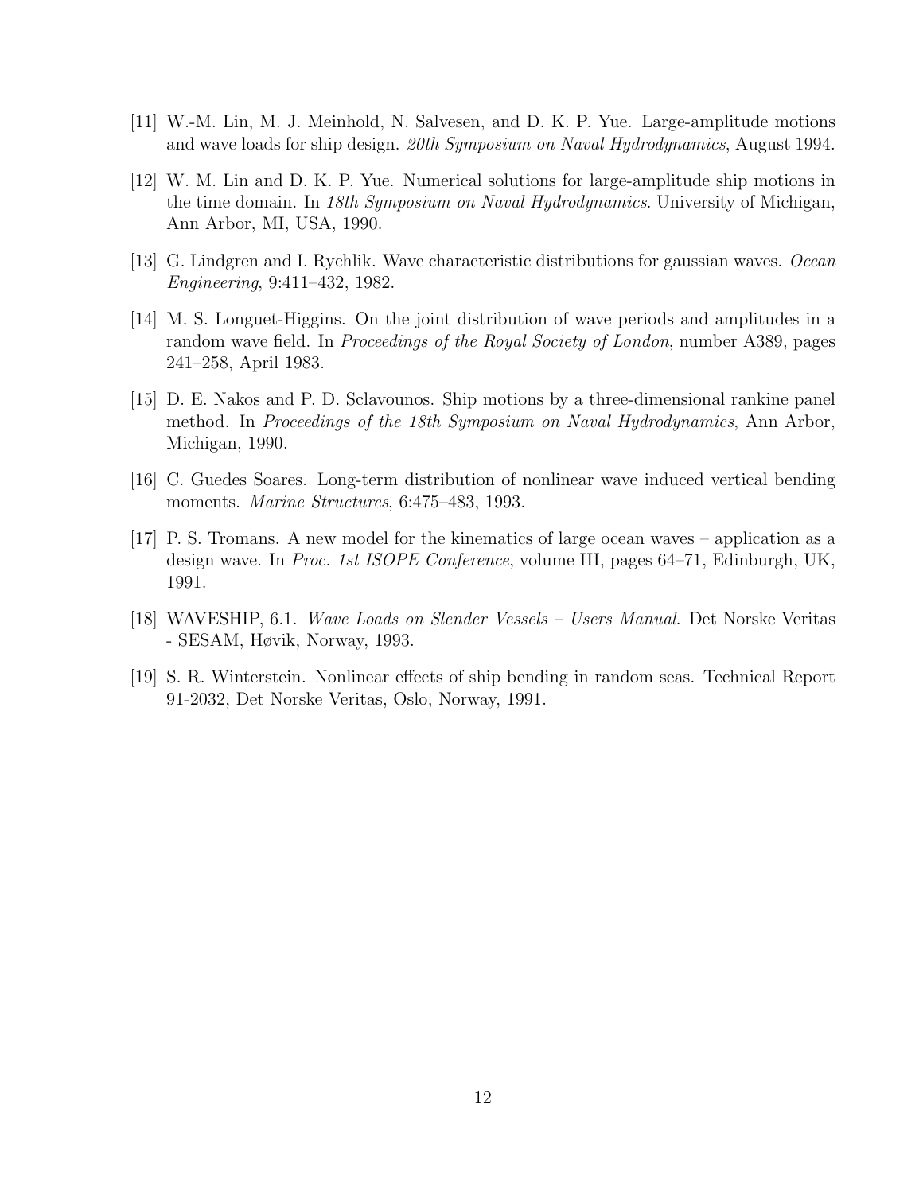[11] W.-M. Lin, M. J. Meinhold, N. Salvesen, and D. K. P. Yue. Large-amplitude motions and wave loads for ship design. *20th Symposium on Naval Hydrodynamics*, August 1994.

[12] W. M. Lin and D. K. P. Yue. Numerical solutions for large-amplitude ship motions in the time domain. In *18th Symposium on Naval Hydrodynamics*. University of Michigan, Ann Arbor, MI, USA, 1990.

[13] G. Lindgren and I. Rychlik. Wave characteristic distributions for gaussian waves. *Ocean Engineering*, 9:411–432, 1982.

[14] M. S. Longuet-Higgins. On the joint distribution of wave periods and amplitudes in a random wave field. In *Proceedings of the Royal Society of London*, number A389, pages 241–258, April 1983.

[15] D. E. Nakos and P. D. Sclavounos. Ship motions by a three-dimensional rankine panel method. In *Proceedings of the 18th Symposium on Naval Hydrodynamics*, Ann Arbor, Michigan, 1990.

[16] C. Guedes Soares. Long-term distribution of nonlinear wave induced vertical bending moments. *Marine Structures*, 6:475–483, 1993.

[17] P. S. Tromans. A new model for the kinematics of large ocean waves – application as a design wave. In *Proc. 1st ISOPE Conference*, volume III, pages 64–71, Edinburgh, UK, 1991.

[18] WAVESHIP, 6.1. *Wave Loads on Slender Vessels – Users Manual*. Det Norske Veritas - SESAM, Høvik, Norway, 1993.

[19] S. R. Winterstein. Nonlinear effects of ship bending in random seas. Technical Report 91-2032, Det Norske Veritas, Oslo, Norway, 1991.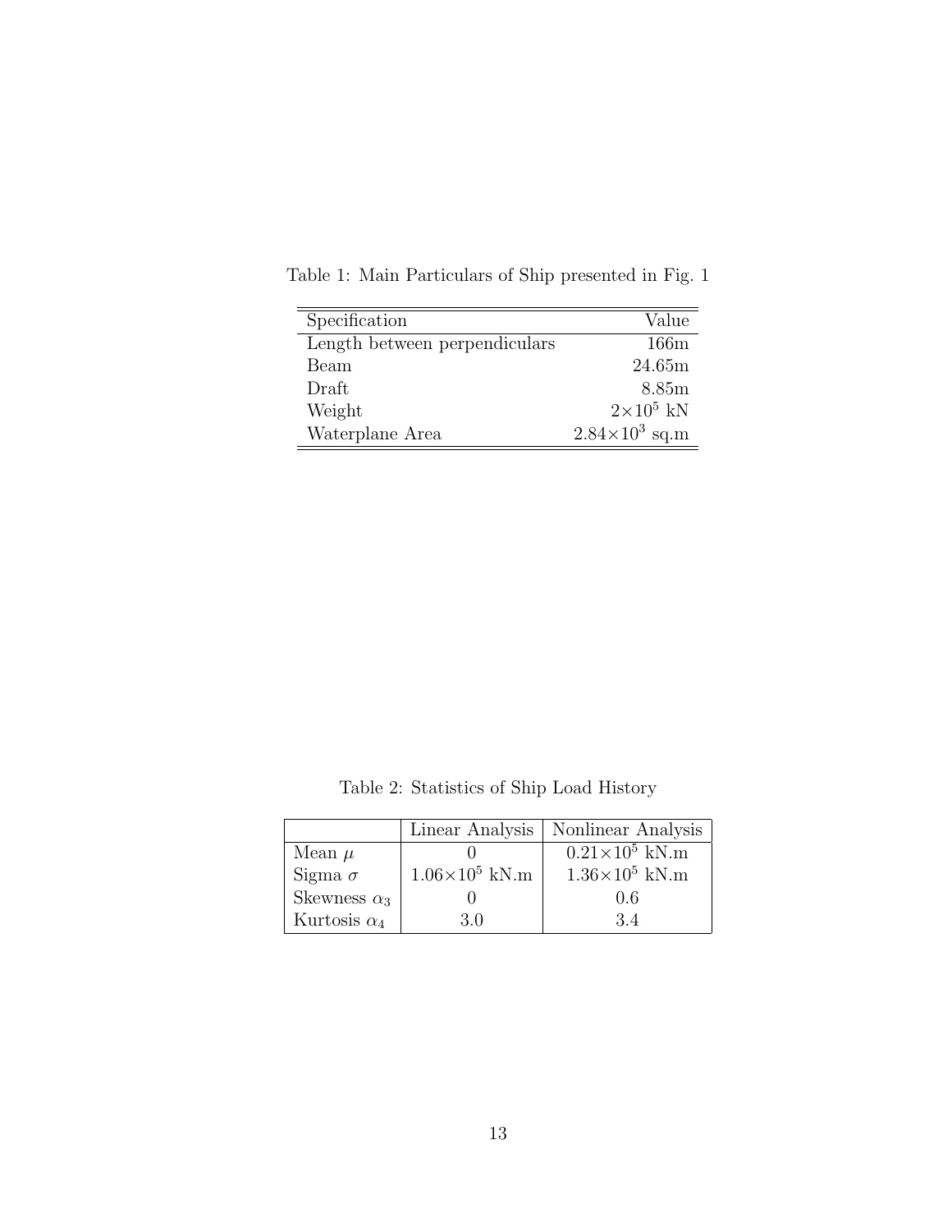Table 1: Main Particulars of Ship presented in Fig. 1

| Specification | Value |
| --- | --- |
| Length between perpendiculars | 166m |
| Beam | 24.65m |
| Draft | 8.85m |
| Weight | $2 \times 10^5$ kN |
| Waterplane Area | $2.84 \times 10^3$ sq.m |

Table 2: Statistics of Ship Load History

| | Linear Analysis | Nonlinear Analysis |
| --- | --- | --- |
| Mean $\mu$ | 0 | $0.21 \times 10^5$ kN.m |
| Sigma $\sigma$ | $1.06 \times 10^5$ kN.m | $1.36 \times 10^5$ kN.m |
| Skewness $\alpha_3$ | 0 | 0.6 |
| Kurtosis $\alpha_4$ | 3.0 | 3.4 |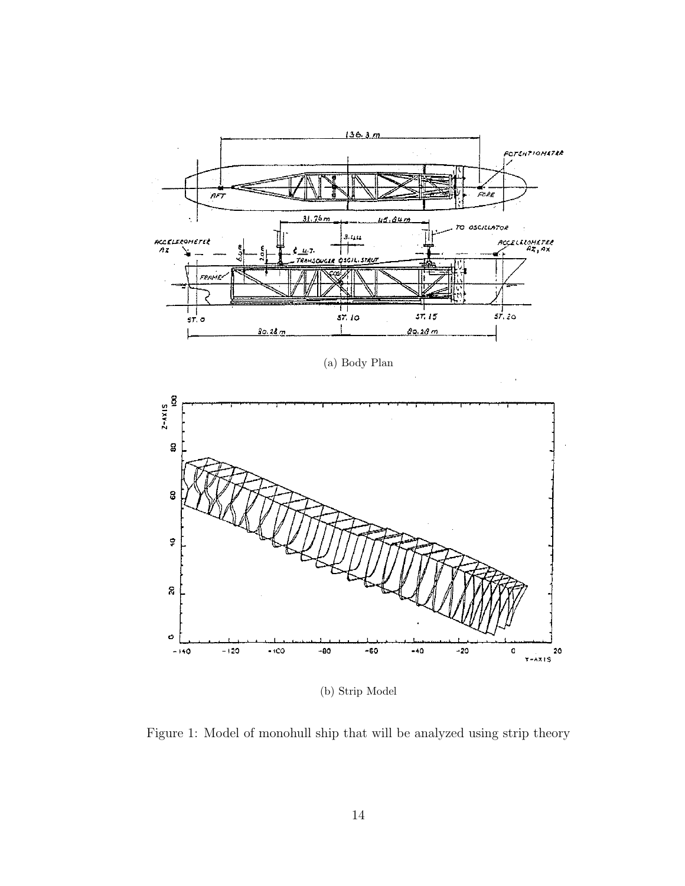(a) Body Plan

(b) Strip Model

Figure 1: Model of monohull ship that will be analyzed using strip theory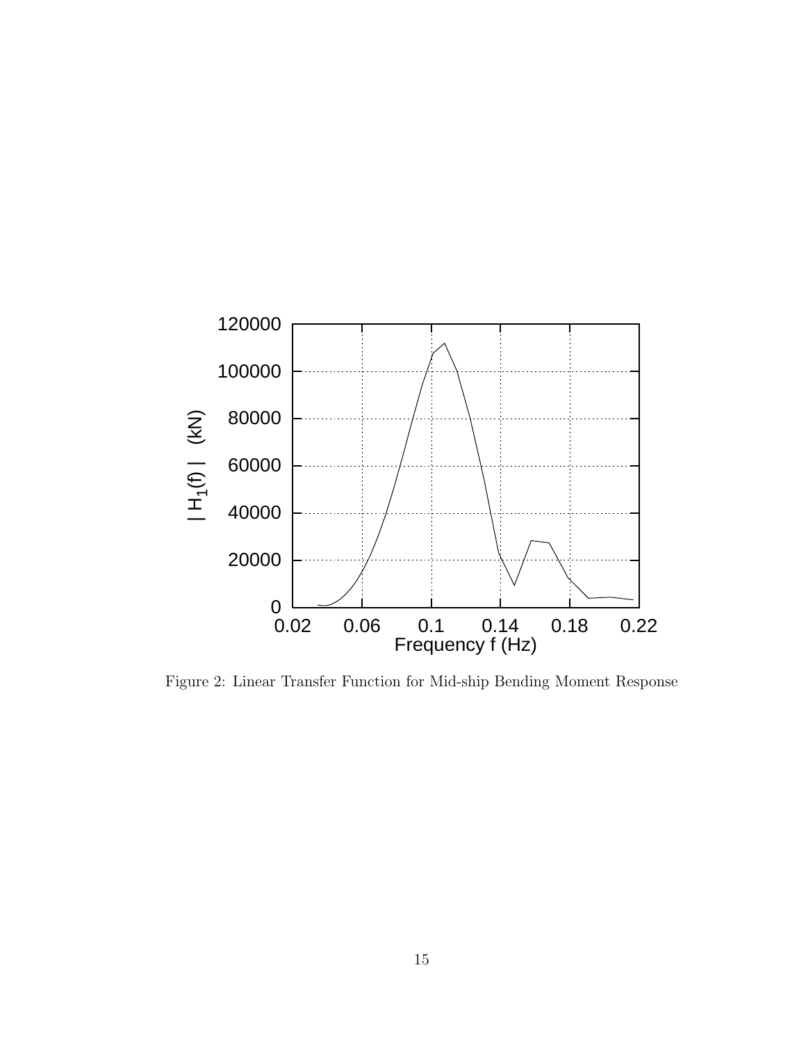Figure 2: Linear Transfer Function for Mid-ship Bending Moment Response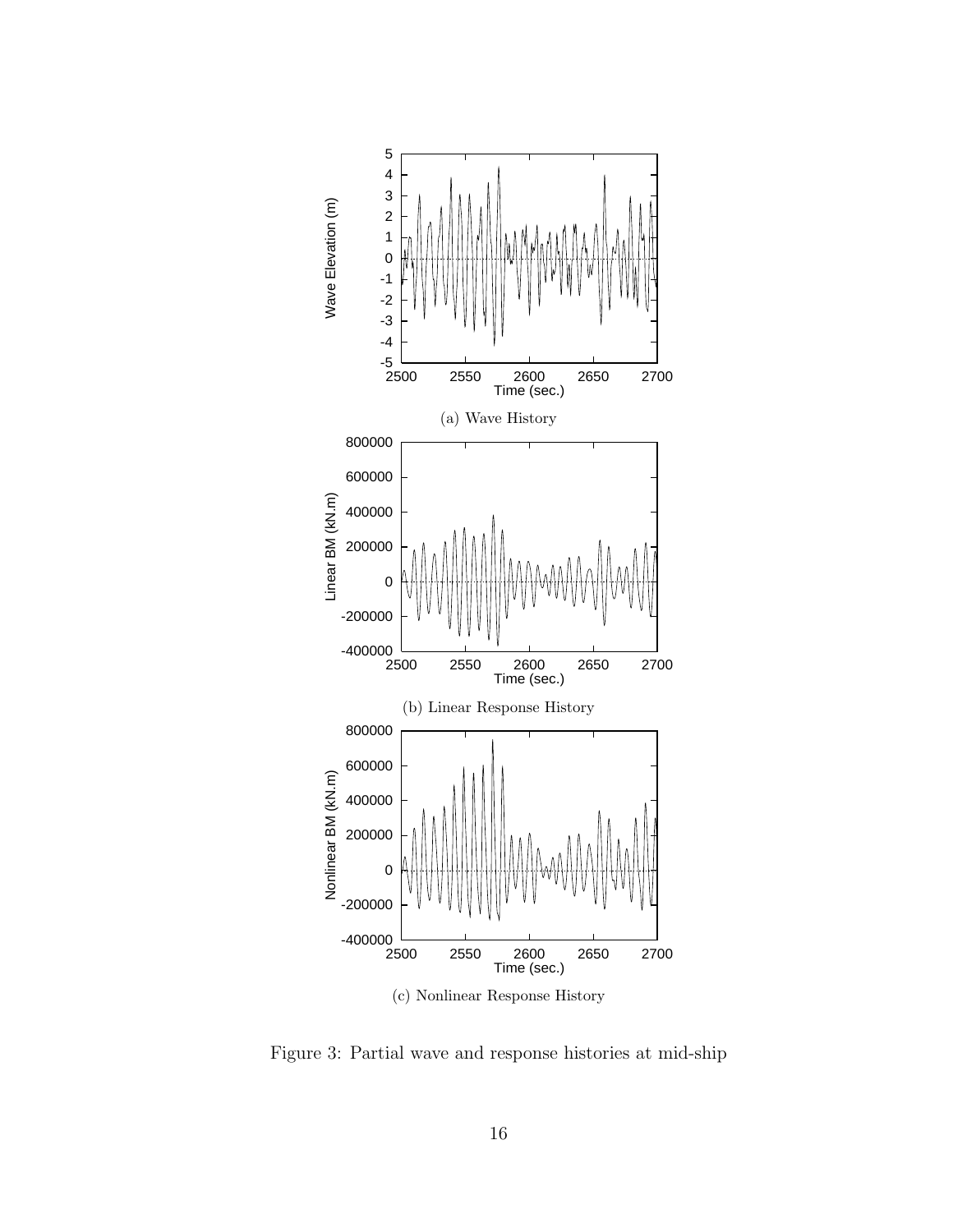(a) Wave History

(b) Linear Response History

(c) Nonlinear Response History

Figure 3: Partial wave and response histories at mid-ship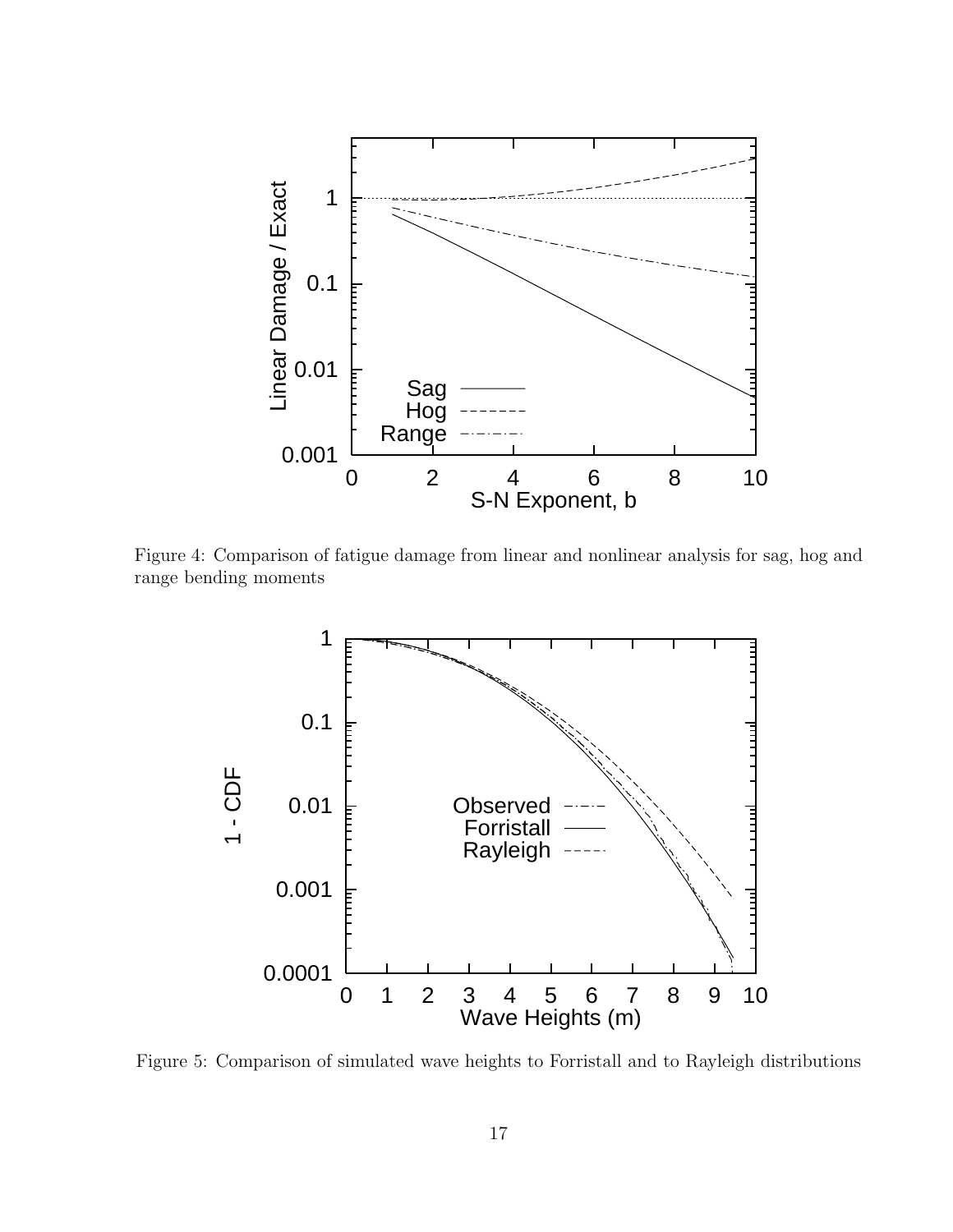Figure 4: Comparison of fatigue damage from linear and nonlinear analysis for sag, hog and range bending moments

Figure 5: Comparison of simulated wave heights to Forristall and to Rayleigh distributions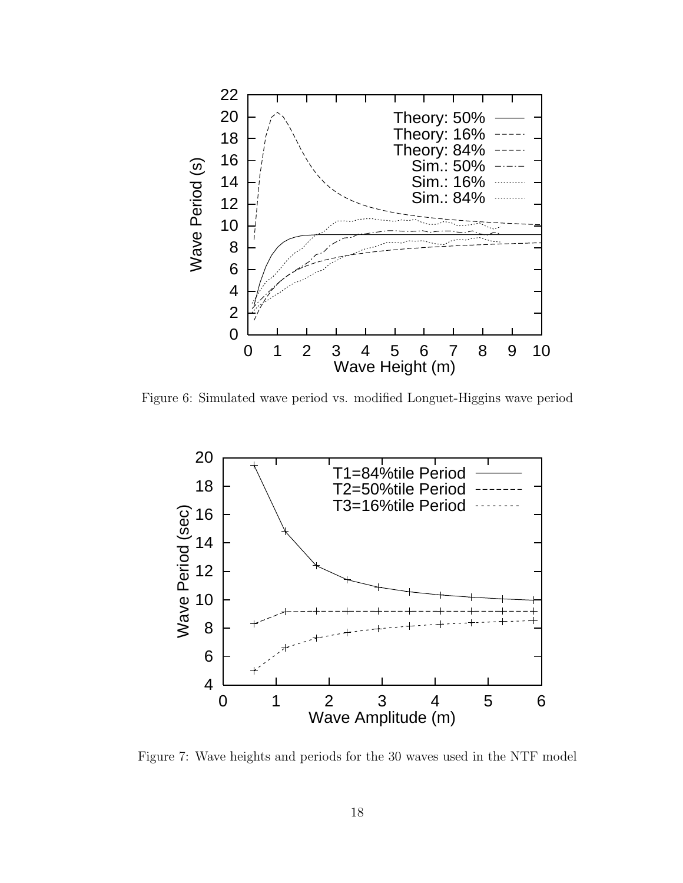Figure 6: Simulated wave period vs. modified Longuet-Higgins wave period

Figure 7: Wave heights and periods for the 30 waves used in the NTF model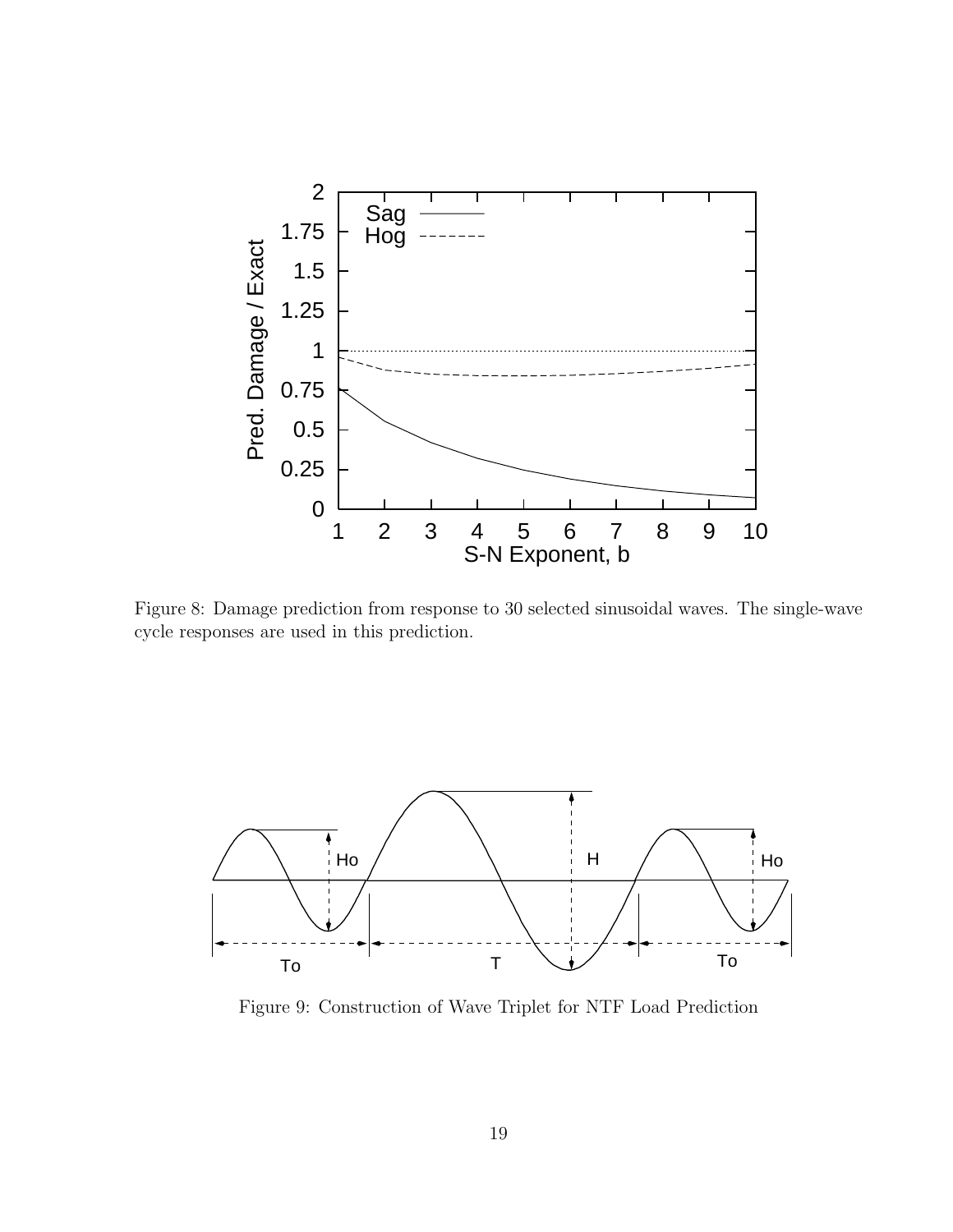Figure 8: Damage prediction from response to 30 selected sinusoidal waves. The single-wave cycle responses are used in this prediction.

Figure 9: Construction of Wave Triplet for NTF Load Prediction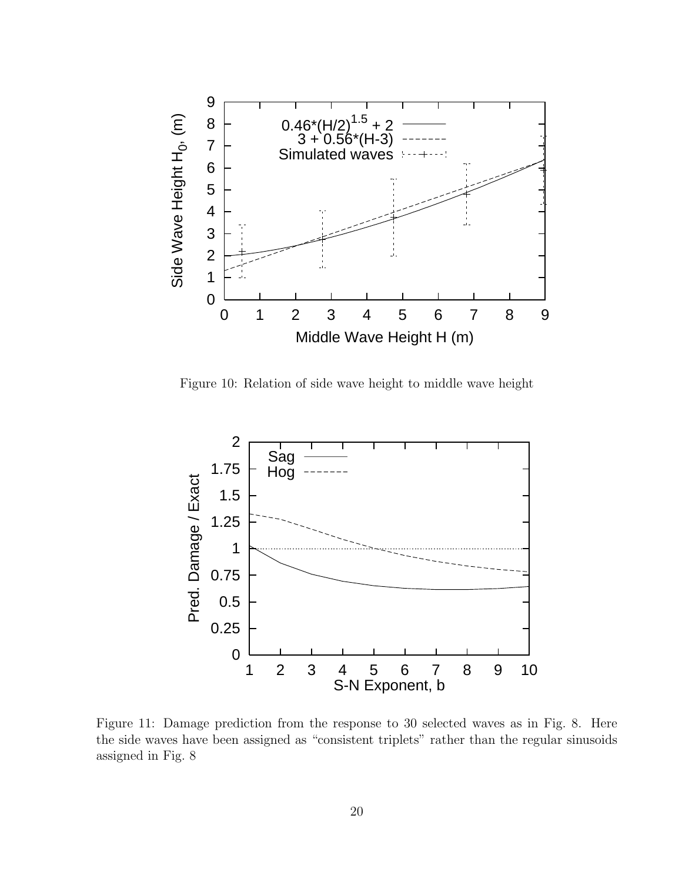Figure 10: Relation of side wave height to middle wave height

Figure 11: Damage prediction from the response to 30 selected waves as in Fig. 8. Here the side waves have been assigned as "consistent triplets" rather than the regular sinusoids assigned in Fig. 8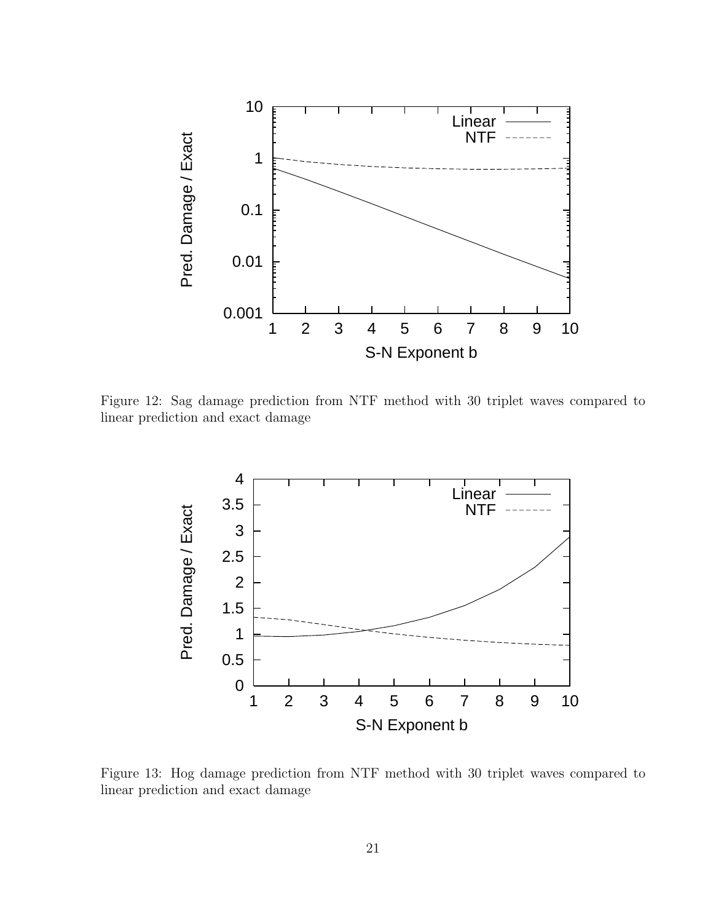Figure 12: Sag damage prediction from NTF method with 30 triplet waves compared to linear prediction and exact damage

Figure 13: Hog damage prediction from NTF method with 30 triplet waves compared to linear prediction and exact damage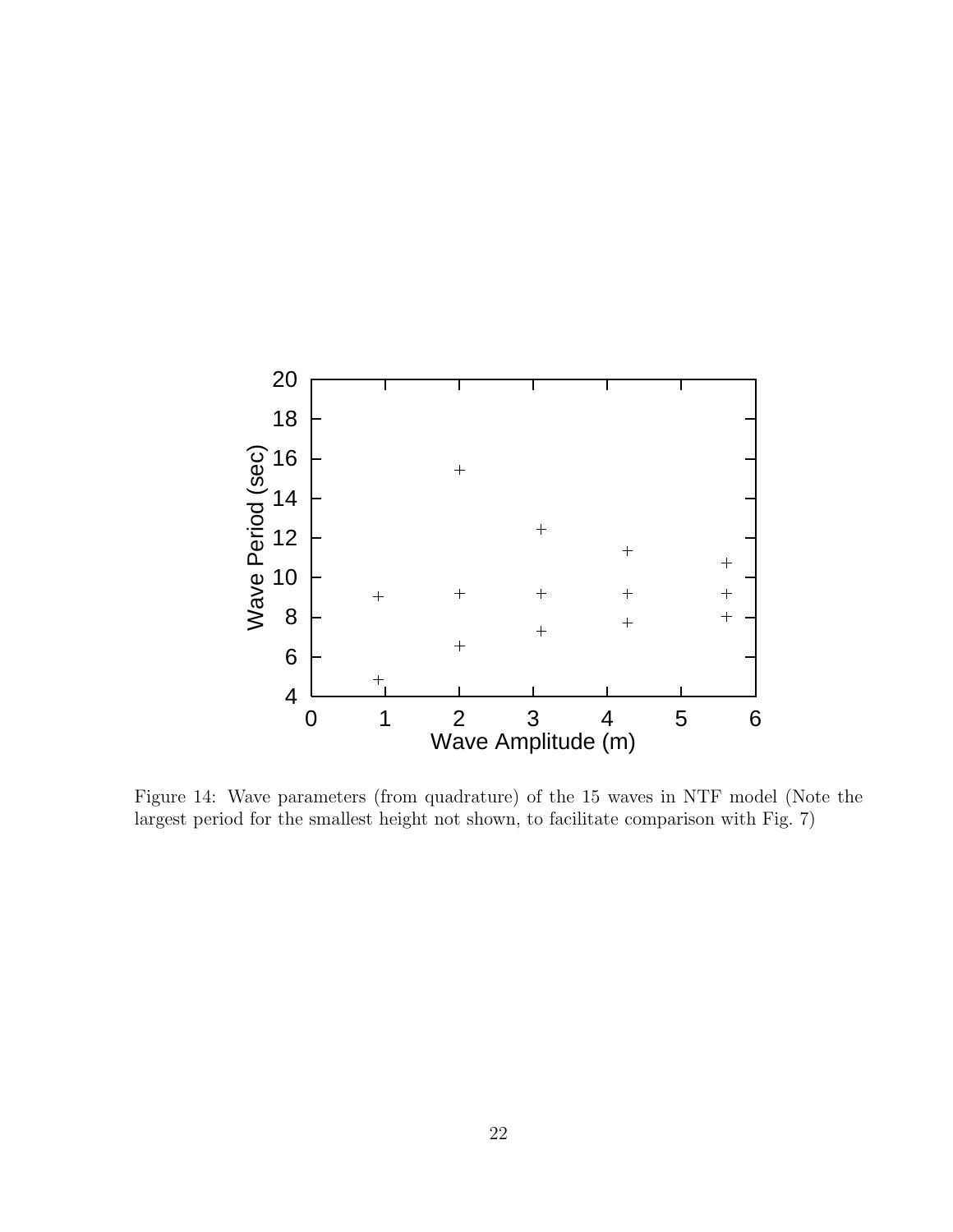Figure 14: Wave parameters (from quadrature) of the 15 waves in NTF model (Note the largest period for the smallest height not shown, to facilitate comparison with Fig. 7)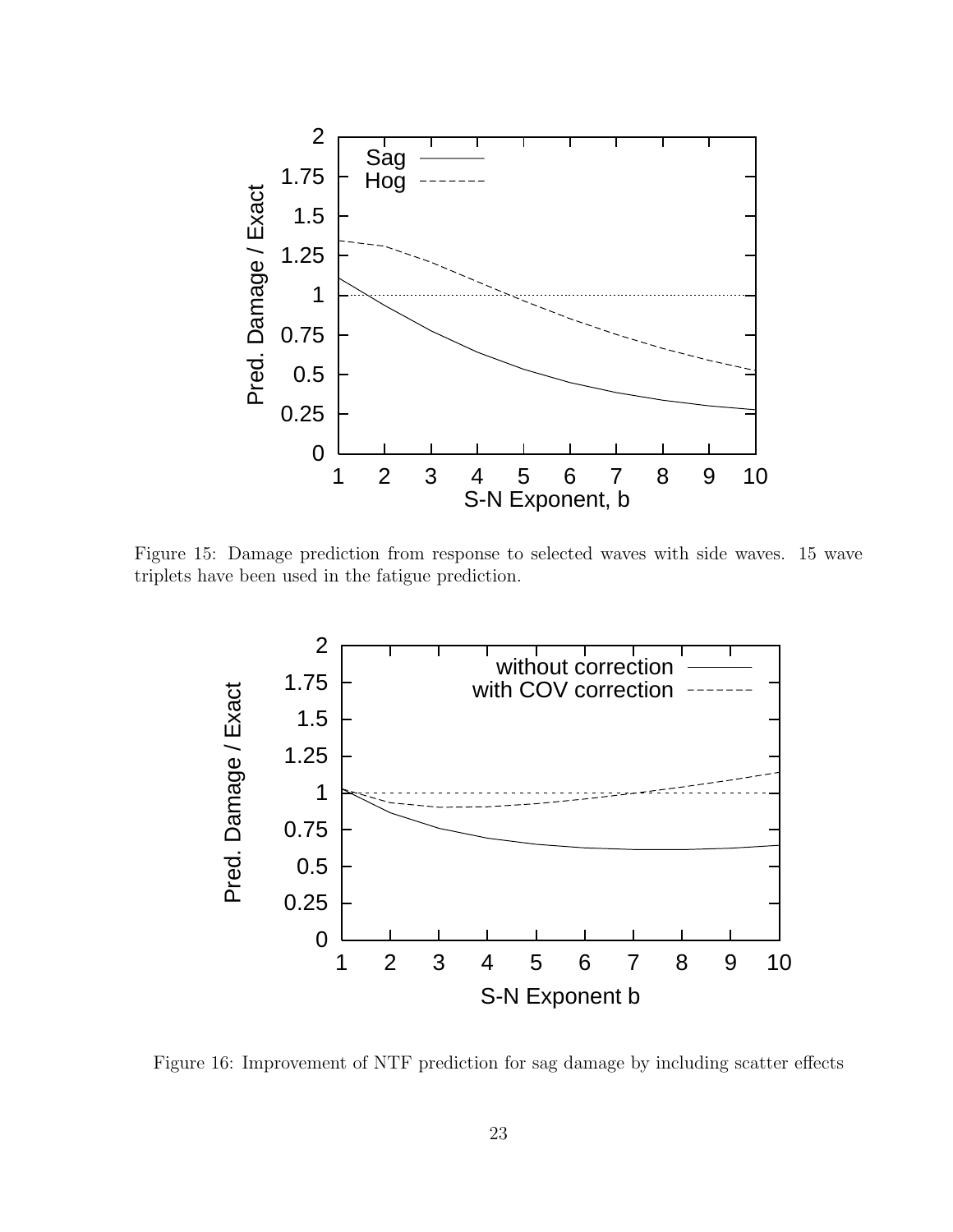2
1.75
1.5
1.25
1
0.75
0.5
0.25
0

1 2 3 4 5 6 7 8 9 10

S-N Exponent, b

Pred. Damage / Exact

Sag
Hog

Figure 15: Damage prediction from response to selected waves with side waves. 15 wave triplets have been used in the fatigue prediction.

2
1.75
1.5
1.25
1
0.75
0.5
0.25
0

1 2 3 4 5 6 7 8 9 10

S-N Exponent b

Pred. Damage / Exact

without correction
with COV correction

Figure 16: Improvement of NTF prediction for sag damage by including scatter effects